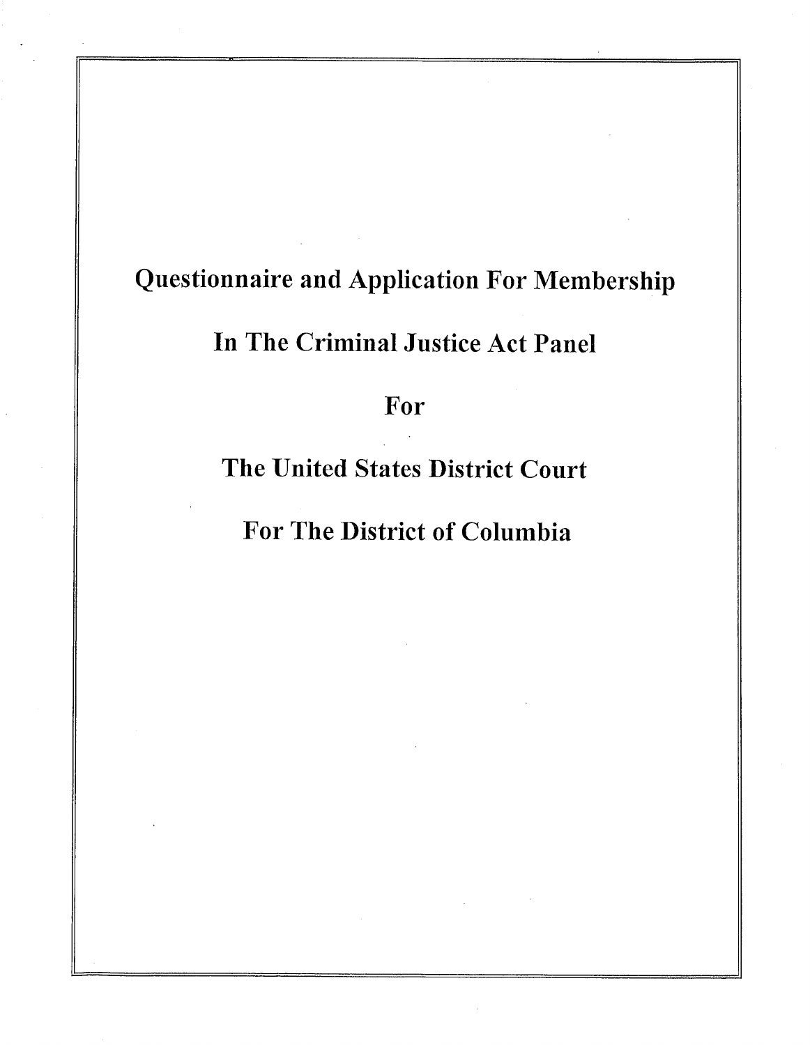# Questionnaire and Application For Membership

# In The Criminal Justice Act Panel

# For

# The United States District Court

# For The District of Columbia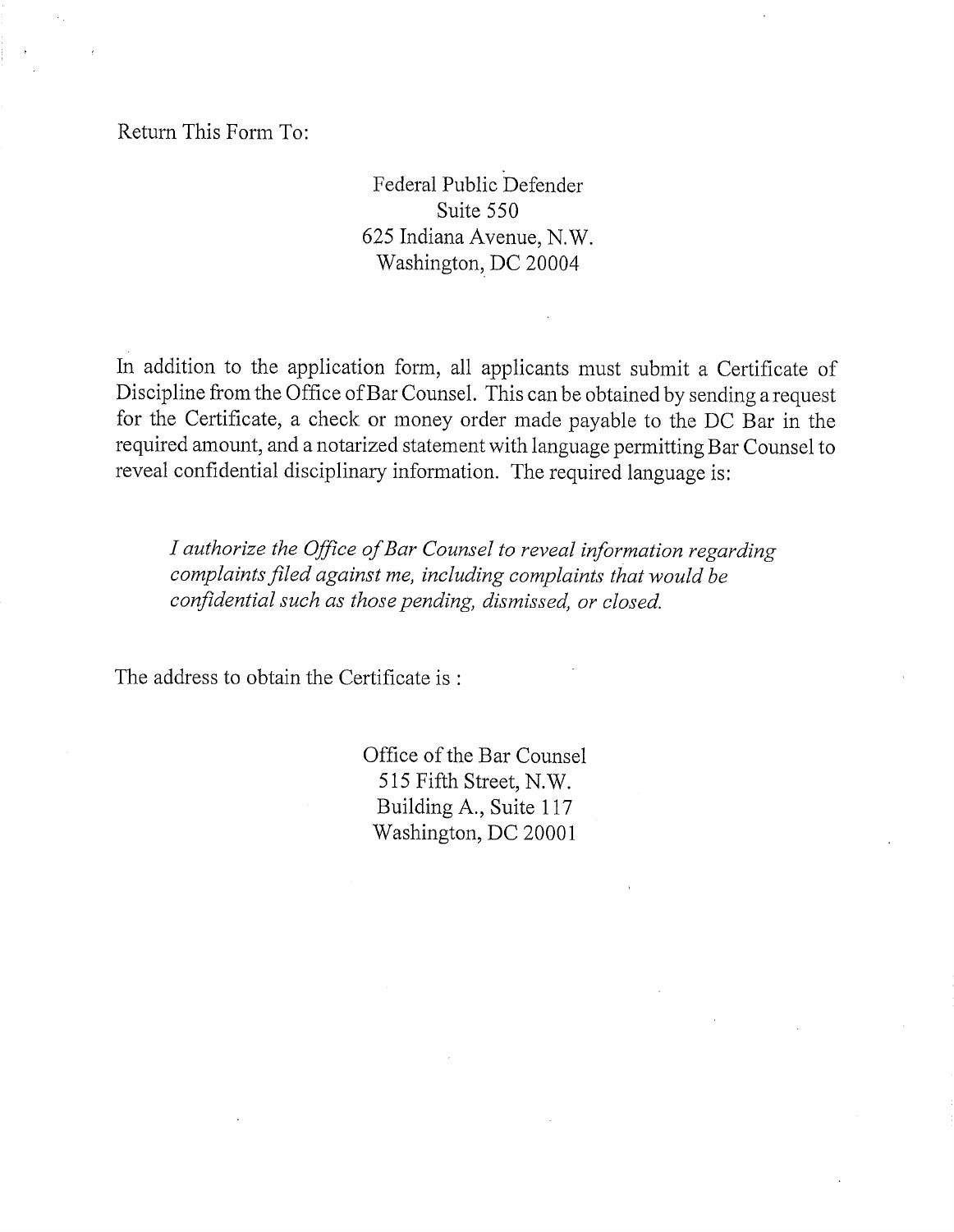Return This Form To:

Federal Public Defender
Suite 550
625 Indiana Avenue, N.W.
Washington, DC 20004

In addition to the application form, all applicants must submit a Certificate of Discipline from the Office of Bar Counsel. This can be obtained by sending a request for the Certificate, a check or money order made payable to the DC Bar in the required amount, and a notarized statement with language permitting Bar Counsel to reveal confidential disciplinary information. The required language is:

> *I authorize the Office of Bar Counsel to reveal information regarding complaints filed against me, including complaints that would be confidential such as those pending, dismissed, or closed.*

The address to obtain the Certificate is :

Office of the Bar Counsel
515 Fifth Street, N.W.
Building A., Suite 117
Washington, DC 20001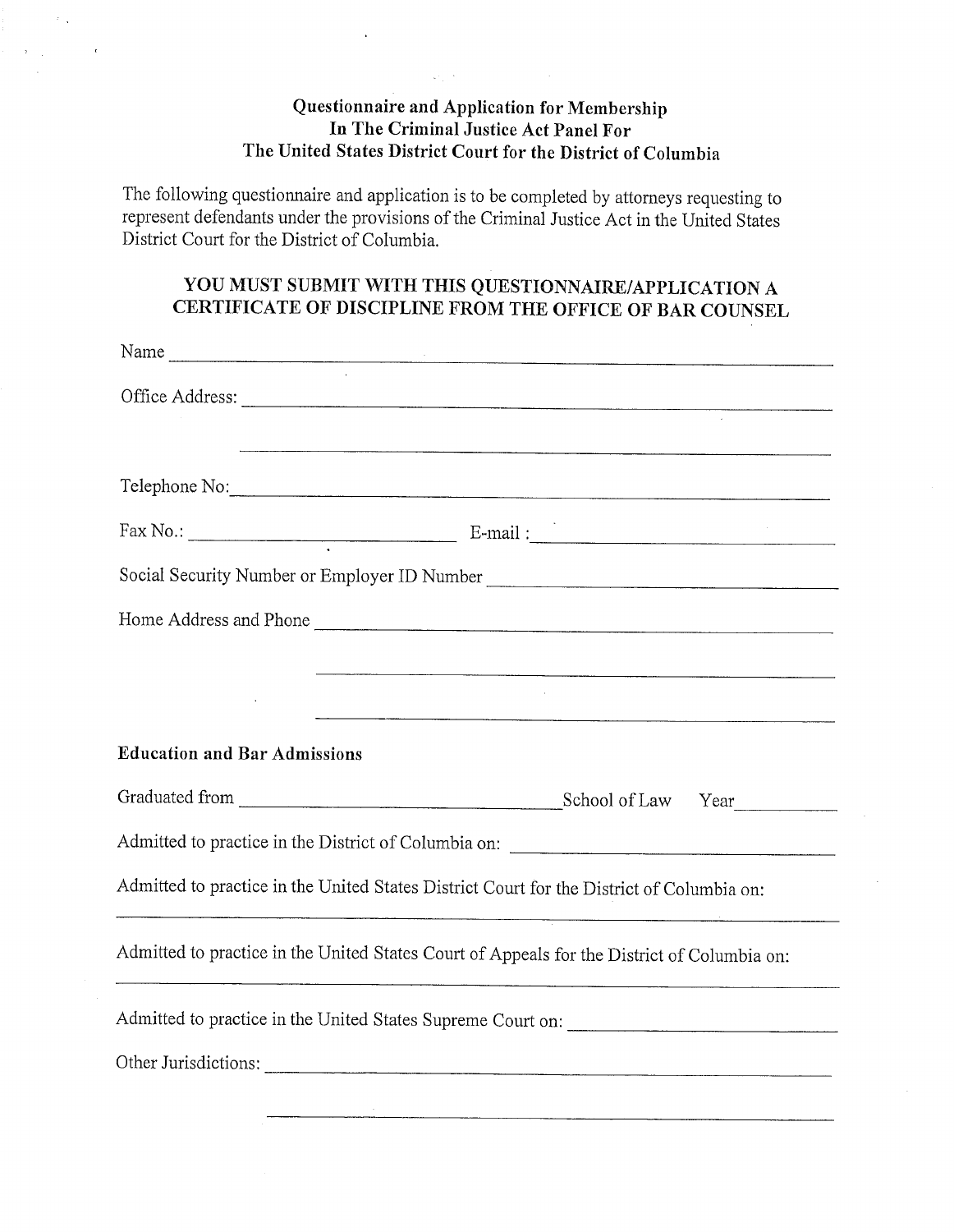## Questionnaire and Application for Membership In The Criminal Justice Act Panel For The United States District Court for the District of Columbia

The following questionnaire and application is to be completed by attorneys requesting to represent defendants under the provisions of the Criminal Justice Act in the United States District Court for the District of Columbia.

### YOU MUST SUBMIT WITH THIS QUESTIONNAIRE/APPLICATION A CERTIFICATE OF DISCIPLINE FROM THE OFFICE OF BAR COUNSEL

Name ______________________________________________

Office Address: ______________________________________________

______________________________________________

Telephone No: ______________________________________________

Fax No.: ______________________ E-mail : ______________________

Social Security Number or Employer ID Number ______________________

Home Address and Phone ______________________________________________

______________________________________________

______________________________________________

**Education and Bar Admissions**

Graduated from ______________________ School of Law Year __________

Admitted to practice in the District of Columbia on: ______________________

Admitted to practice in the United States District Court for the District of Columbia on:

______________________________________________

Admitted to practice in the United States Court of Appeals for the District of Columbia on:

______________________________________________

Admitted to practice in the United States Supreme Court on: ______________________

Other Jurisdictions: ______________________________________________

______________________________________________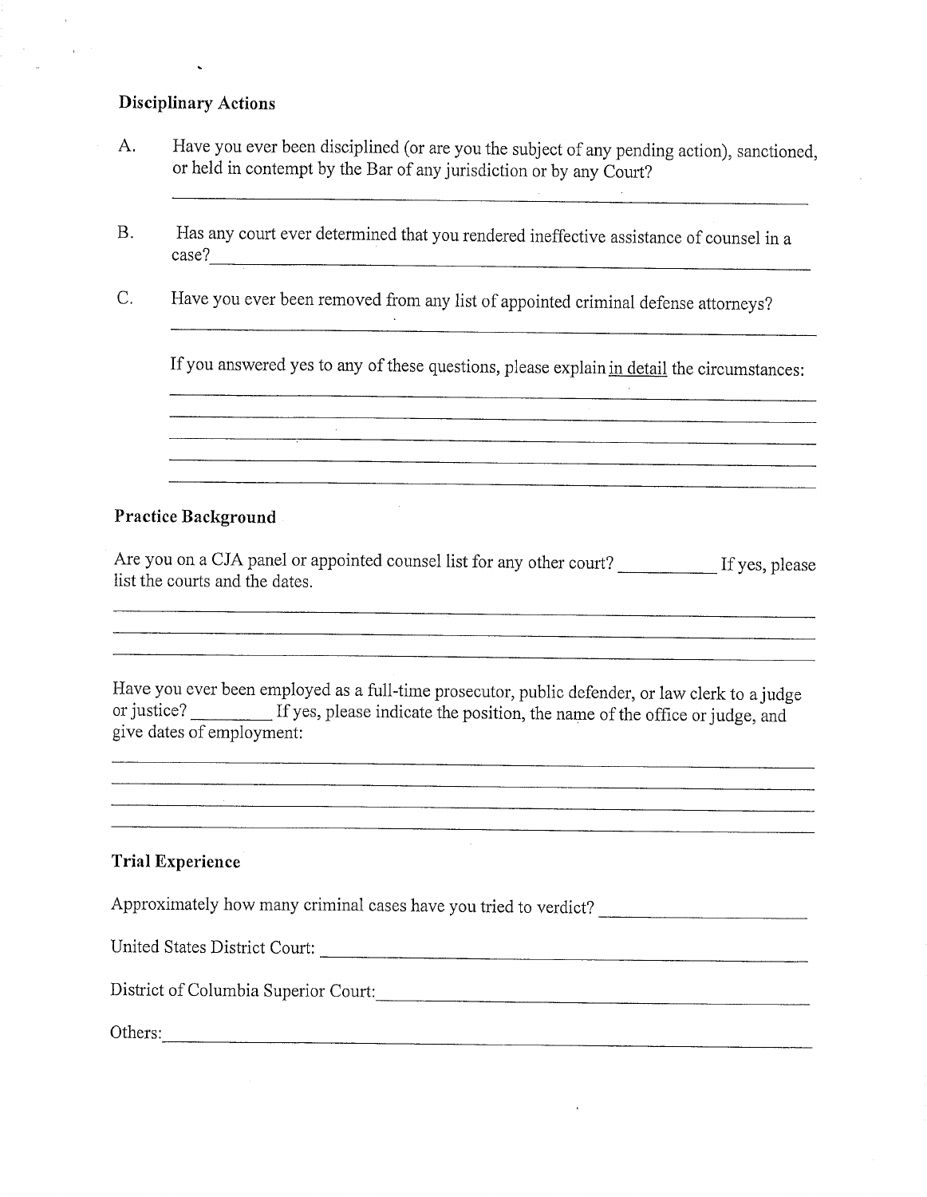**Disciplinary Actions**

A. Have you ever been disciplined (or are you the subject of any pending action), sanctioned, or held in contempt by the Bar of any jurisdiction or by any Court?

\_\_\_\_\_\_\_\_\_\_\_\_\_\_\_\_\_\_\_\_\_\_\_\_\_\_\_\_\_\_\_\_\_\_\_\_\_\_\_\_\_\_\_\_\_\_\_\_\_\_\_\_\_\_\_\_\_\_\_\_

B. Has any court ever determined that you rendered ineffective assistance of counsel in a case? \_\_\_\_\_\_\_\_\_\_\_\_\_\_\_\_\_\_\_\_\_\_\_\_\_\_\_\_\_\_\_\_\_\_\_\_\_\_\_\_\_\_\_\_\_\_\_\_\_\_\_\_

C. Have you ever been removed from any list of appointed criminal defense attorneys?

\_\_\_\_\_\_\_\_\_\_\_\_\_\_\_\_\_\_\_\_\_\_\_\_\_\_\_\_\_\_\_\_\_\_\_\_\_\_\_\_\_\_\_\_\_\_\_\_\_\_\_\_\_\_\_\_\_\_\_\_

If you answered yes to any of these questions, please explain <u>in detail</u> the circumstances:

\_\_\_\_\_\_\_\_\_\_\_\_\_\_\_\_\_\_\_\_\_\_\_\_\_\_\_\_\_\_\_\_\_\_\_\_\_\_\_\_\_\_\_\_\_\_\_\_\_\_\_\_\_\_\_\_\_\_\_\_

\_\_\_\_\_\_\_\_\_\_\_\_\_\_\_\_\_\_\_\_\_\_\_\_\_\_\_\_\_\_\_\_\_\_\_\_\_\_\_\_\_\_\_\_\_\_\_\_\_\_\_\_\_\_\_\_\_\_\_\_

\_\_\_\_\_\_\_\_\_\_\_\_\_\_\_\_\_\_\_\_\_\_\_\_\_\_\_\_\_\_\_\_\_\_\_\_\_\_\_\_\_\_\_\_\_\_\_\_\_\_\_\_\_\_\_\_\_\_\_\_

\_\_\_\_\_\_\_\_\_\_\_\_\_\_\_\_\_\_\_\_\_\_\_\_\_\_\_\_\_\_\_\_\_\_\_\_\_\_\_\_\_\_\_\_\_\_\_\_\_\_\_\_\_\_\_\_\_\_\_\_

\_\_\_\_\_\_\_\_\_\_\_\_\_\_\_\_\_\_\_\_\_\_\_\_\_\_\_\_\_\_\_\_\_\_\_\_\_\_\_\_\_\_\_\_\_\_\_\_\_\_\_\_\_\_\_\_\_\_\_\_

**Practice Background**

Are you on a CJA panel or appointed counsel list for any other court? \_\_\_\_\_\_\_\_\_\_ If yes, please list the courts and the dates.

\_\_\_\_\_\_\_\_\_\_\_\_\_\_\_\_\_\_\_\_\_\_\_\_\_\_\_\_\_\_\_\_\_\_\_\_\_\_\_\_\_\_\_\_\_\_\_\_\_\_\_\_\_\_\_\_\_\_\_\_\_\_\_\_

\_\_\_\_\_\_\_\_\_\_\_\_\_\_\_\_\_\_\_\_\_\_\_\_\_\_\_\_\_\_\_\_\_\_\_\_\_\_\_\_\_\_\_\_\_\_\_\_\_\_\_\_\_\_\_\_\_\_\_\_\_\_\_\_

\_\_\_\_\_\_\_\_\_\_\_\_\_\_\_\_\_\_\_\_\_\_\_\_\_\_\_\_\_\_\_\_\_\_\_\_\_\_\_\_\_\_\_\_\_\_\_\_\_\_\_\_\_\_\_\_\_\_\_\_\_\_\_\_

Have you ever been employed as a full-time prosecutor, public defender, or law clerk to a judge or justice? \_\_\_\_\_\_\_\_\_ If yes, please indicate the position, the name of the office or judge, and give dates of employment:

\_\_\_\_\_\_\_\_\_\_\_\_\_\_\_\_\_\_\_\_\_\_\_\_\_\_\_\_\_\_\_\_\_\_\_\_\_\_\_\_\_\_\_\_\_\_\_\_\_\_\_\_\_\_\_\_\_\_\_\_\_\_\_\_

\_\_\_\_\_\_\_\_\_\_\_\_\_\_\_\_\_\_\_\_\_\_\_\_\_\_\_\_\_\_\_\_\_\_\_\_\_\_\_\_\_\_\_\_\_\_\_\_\_\_\_\_\_\_\_\_\_\_\_\_\_\_\_\_

\_\_\_\_\_\_\_\_\_\_\_\_\_\_\_\_\_\_\_\_\_\_\_\_\_\_\_\_\_\_\_\_\_\_\_\_\_\_\_\_\_\_\_\_\_\_\_\_\_\_\_\_\_\_\_\_\_\_\_\_\_\_\_\_

\_\_\_\_\_\_\_\_\_\_\_\_\_\_\_\_\_\_\_\_\_\_\_\_\_\_\_\_\_\_\_\_\_\_\_\_\_\_\_\_\_\_\_\_\_\_\_\_\_\_\_\_\_\_\_\_\_\_\_\_\_\_\_\_

**Trial Experience**

Approximately how many criminal cases have you tried to verdict? \_\_\_\_\_\_\_\_\_\_\_\_\_\_\_\_\_\_

United States District Court: \_\_\_\_\_\_\_\_\_\_\_\_\_\_\_\_\_\_\_\_\_\_\_\_\_\_\_\_\_\_\_\_\_\_\_\_\_\_\_\_\_\_\_\_

District of Columbia Superior Court: \_\_\_\_\_\_\_\_\_\_\_\_\_\_\_\_\_\_\_\_\_\_\_\_\_\_\_\_\_\_\_\_\_\_\_\_\_\_

Others: \_\_\_\_\_\_\_\_\_\_\_\_\_\_\_\_\_\_\_\_\_\_\_\_\_\_\_\_\_\_\_\_\_\_\_\_\_\_\_\_\_\_\_\_\_\_\_\_\_\_\_\_\_\_\_\_\_\_\_\_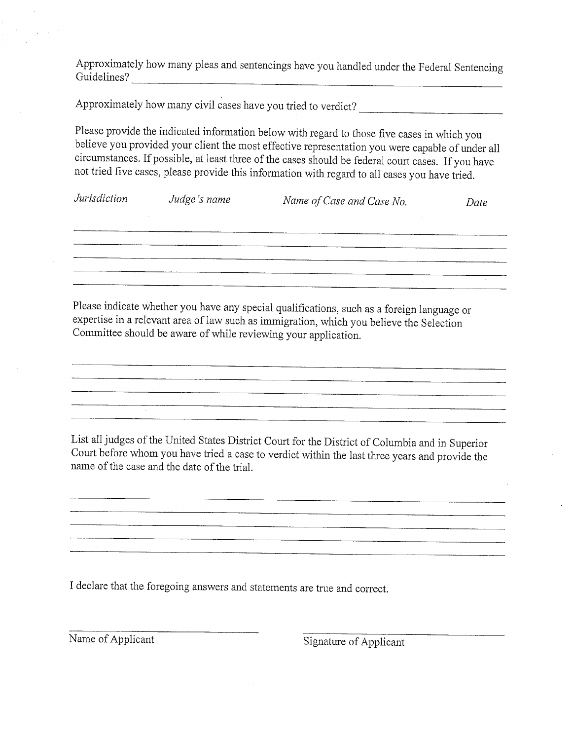Approximately how many pleas and sentencings have you handled under the Federal Sentencing Guidelines? ______________________________

Approximately how many civil cases have you tried to verdict? ______________________________

Please provide the indicated information below with regard to those five cases in which you believe you provided your client the most effective representation you were capable of under all circumstances. If possible, at least three of the cases should be federal court cases. If you have not tried five cases, please provide this information with regard to all cases you have tried.

| *Jurisdiction* | *Judge's name* | *Name of Case and Case No.* | *Date* |
|---|---|---|---|
| | | | |
| | | | |
| | | | |
| | | | |
| | | | |

Please indicate whether you have any special qualifications, such as a foreign language or expertise in a relevant area of law such as immigration, which you believe the Selection Committee should be aware of while reviewing your application.

______________________________________________________________________

______________________________________________________________________

______________________________________________________________________

______________________________________________________________________

______________________________________________________________________

List all judges of the United States District Court for the District of Columbia and in Superior Court before whom you have tried a case to verdict within the last three years and provide the name of the case and the date of the trial.

______________________________________________________________________

______________________________________________________________________

______________________________________________________________________

______________________________________________________________________

______________________________________________________________________

I declare that the foregoing answers and statements are true and correct.

______________________________ ______________________________

Name of Applicant Signature of Applicant